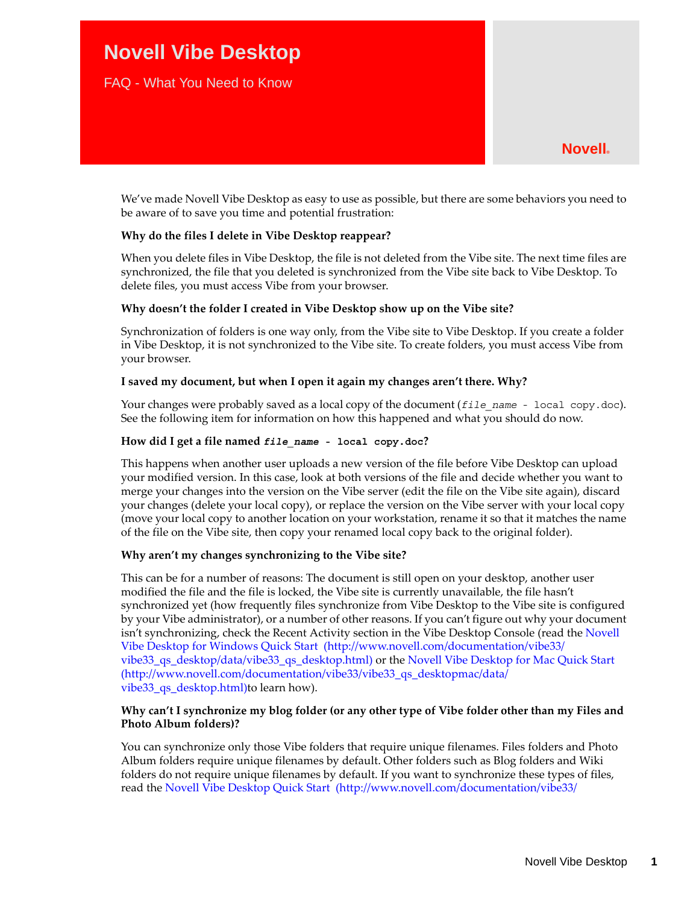# Novell Vibe Desktop

FAQ - What You Need to Know

Novell.

We've made Novell Vibe Desktop as easy to use as possible, but there are some behaviors you need to be aware of to save you time and potential frustration:

**Why do the files I delete in Vibe Desktop reappear?**

When you delete files in Vibe Desktop, the file is not deleted from the Vibe site. The next time files are synchronized, the file that you deleted is synchronized from the Vibe site back to Vibe Desktop. To delete files, you must access Vibe from your browser.

**Why doesn't the folder I created in Vibe Desktop show up on the Vibe site?**

Synchronization of folders is one way only, from the Vibe site to Vibe Desktop. If you create a folder in Vibe Desktop, it is not synchronized to the Vibe site. To create folders, you must access Vibe from your browser.

**I saved my document, but when I open it again my changes aren't there. Why?**

Your changes were probably saved as a local copy of the document (`file_name - local copy.doc`). See the following item for information on how this happened and what you should do now.

**How did I get a file named `file_name - local copy.doc`?**

This happens when another user uploads a new version of the file before Vibe Desktop can upload your modified version. In this case, look at both versions of the file and decide whether you want to merge your changes into the version on the Vibe server (edit the file on the Vibe site again), discard your changes (delete your local copy), or replace the version on the Vibe server with your local copy (move your local copy to another location on your workstation, rename it so that it matches the name of the file on the Vibe site, then copy your renamed local copy back to the original folder).

**Why aren't my changes synchronizing to the Vibe site?**

This can be for a number of reasons: The document is still open on your desktop, another user modified the file and the file is locked, the Vibe site is currently unavailable, the file hasn't synchronized yet (how frequently files synchronize from Vibe Desktop to the Vibe site is configured by your Vibe administrator), or a number of other reasons. If you can't figure out why your document isn't synchronizing, check the Recent Activity section in the Vibe Desktop Console (read the Novell Vibe Desktop for Windows Quick Start (http://www.novell.com/documentation/vibe33/vibe33_qs_desktop/data/vibe33_qs_desktop.html) or the Novell Vibe Desktop for Mac Quick Start (http://www.novell.com/documentation/vibe33/vibe33_qs_desktopmac/data/vibe33_qs_desktop.html)to learn how).

**Why can't I synchronize my blog folder (or any other type of Vibe folder other than my Files and Photo Album folders)?**

You can synchronize only those Vibe folders that require unique filenames. Files folders and Photo Album folders require unique filenames by default. Other folders such as Blog folders and Wiki folders do not require unique filenames by default. If you want to synchronize these types of files, read the Novell Vibe Desktop Quick Start (http://www.novell.com/documentation/vibe33/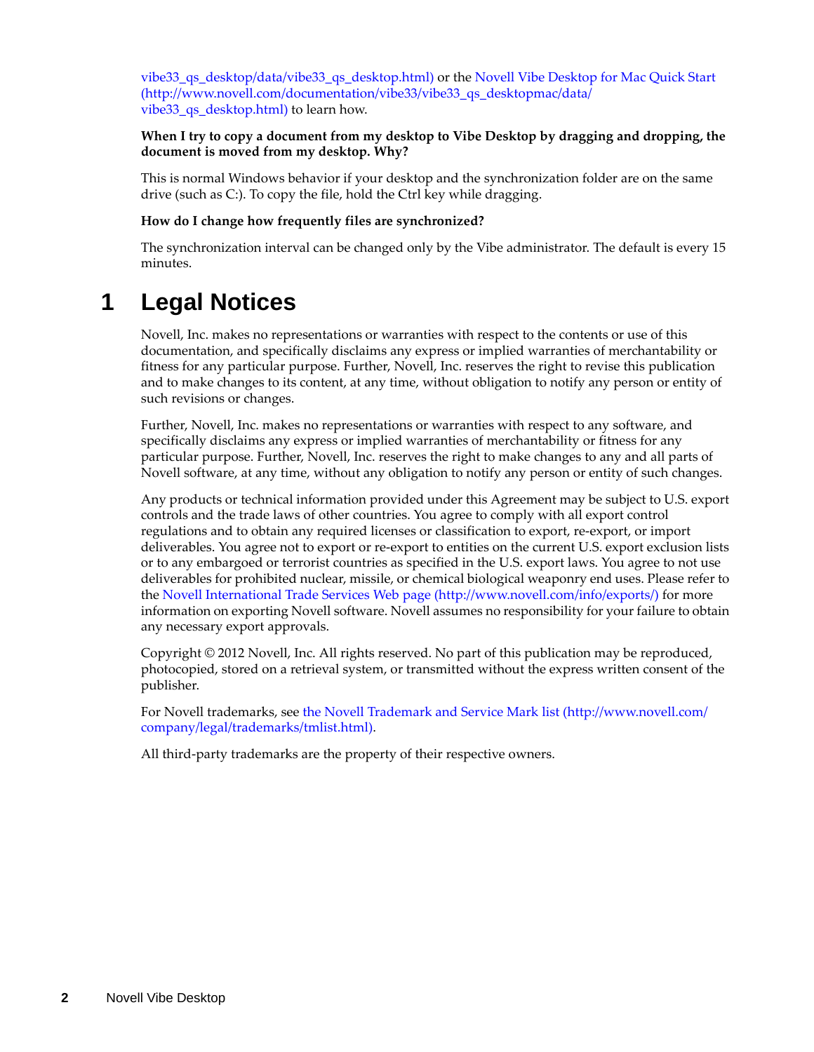vibe33_qs_desktop/data/vibe33_qs_desktop.html) or the Novell Vibe Desktop for Mac Quick Start (http://www.novell.com/documentation/vibe33/vibe33_qs_desktopmac/data/vibe33_qs_desktop.html) to learn how.

**When I try to copy a document from my desktop to Vibe Desktop by dragging and dropping, the document is moved from my desktop. Why?**

This is normal Windows behavior if your desktop and the synchronization folder are on the same drive (such as C:). To copy the file, hold the Ctrl key while dragging.

**How do I change how frequently files are synchronized?**

The synchronization interval can be changed only by the Vibe administrator. The default is every 15 minutes.

# 1 Legal Notices

Novell, Inc. makes no representations or warranties with respect to the contents or use of this documentation, and specifically disclaims any express or implied warranties of merchantability or fitness for any particular purpose. Further, Novell, Inc. reserves the right to revise this publication and to make changes to its content, at any time, without obligation to notify any person or entity of such revisions or changes.

Further, Novell, Inc. makes no representations or warranties with respect to any software, and specifically disclaims any express or implied warranties of merchantability or fitness for any particular purpose. Further, Novell, Inc. reserves the right to make changes to any and all parts of Novell software, at any time, without any obligation to notify any person or entity of such changes.

Any products or technical information provided under this Agreement may be subject to U.S. export controls and the trade laws of other countries. You agree to comply with all export control regulations and to obtain any required licenses or classification to export, re-export, or import deliverables. You agree not to export or re-export to entities on the current U.S. export exclusion lists or to any embargoed or terrorist countries as specified in the U.S. export laws. You agree to not use deliverables for prohibited nuclear, missile, or chemical biological weaponry end uses. Please refer to the Novell International Trade Services Web page (http://www.novell.com/info/exports/) for more information on exporting Novell software. Novell assumes no responsibility for your failure to obtain any necessary export approvals.

Copyright © 2012 Novell, Inc. All rights reserved. No part of this publication may be reproduced, photocopied, stored on a retrieval system, or transmitted without the express written consent of the publisher.

For Novell trademarks, see the Novell Trademark and Service Mark list (http://www.novell.com/company/legal/trademarks/tmlist.html).

All third-party trademarks are the property of their respective owners.